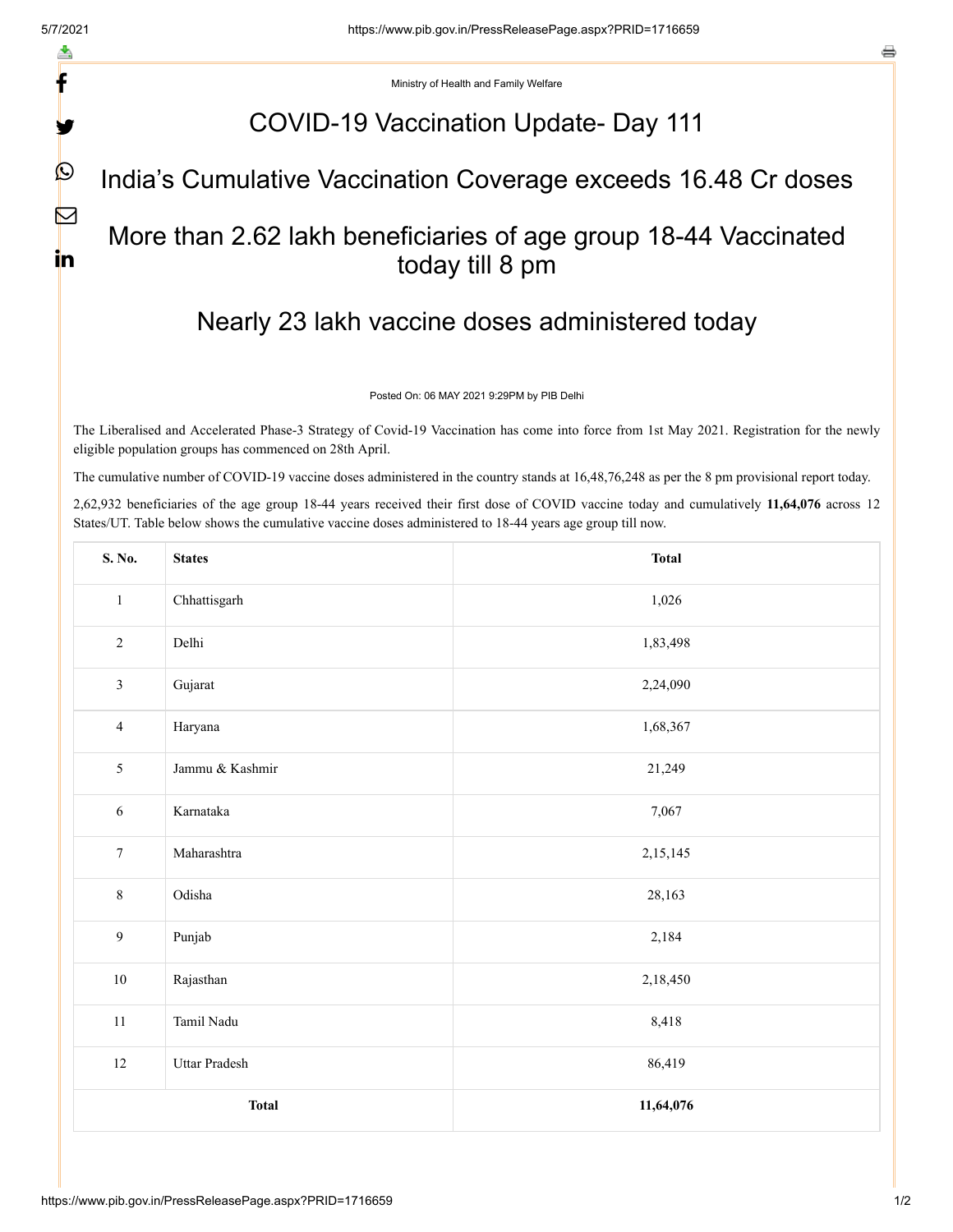Ministry of Health and Family Welfare

# COVID-19 Vaccination Update- Day 111

## India's Cumulative Vaccination Coverage exceeds 16.48 Cr doses

## More than 2.62 lakh beneficiaries of age group 18-44 Vaccinated today till 8 pm

## Nearly 23 lakh vaccine doses administered today

Posted On: 06 MAY 2021 9:29PM by PIB Delhi

The Liberalised and Accelerated Phase-3 Strategy of Covid-19 Vaccination has come into force from 1st May 2021. Registration for the newly eligible population groups has commenced on 28th April.

The cumulative number of COVID-19 vaccine doses administered in the country stands at 16,48,76,248 as per the 8 pm provisional report today.

2,62,932 beneficiaries of the age group 18-44 years received their first dose of COVID vaccine today and cumulatively **11,64,076** across 12 States/UT. Table below shows the cumulative vaccine doses administered to 18-44 years age group till now.

| S. No. | States | Total |
|---|---|---|
| 1 | Chhattisgarh | 1,026 |
| 2 | Delhi | 1,83,498 |
| 3 | Gujarat | 2,24,090 |
| 4 | Haryana | 1,68,367 |
| 5 | Jammu & Kashmir | 21,249 |
| 6 | Karnataka | 7,067 |
| 7 | Maharashtra | 2,15,145 |
| 8 | Odisha | 28,163 |
| 9 | Punjab | 2,184 |
| 10 | Rajasthan | 2,18,450 |
| 11 | Tamil Nadu | 8,418 |
| 12 | Uttar Pradesh | 86,419 |
| **Total** | | **11,64,076** |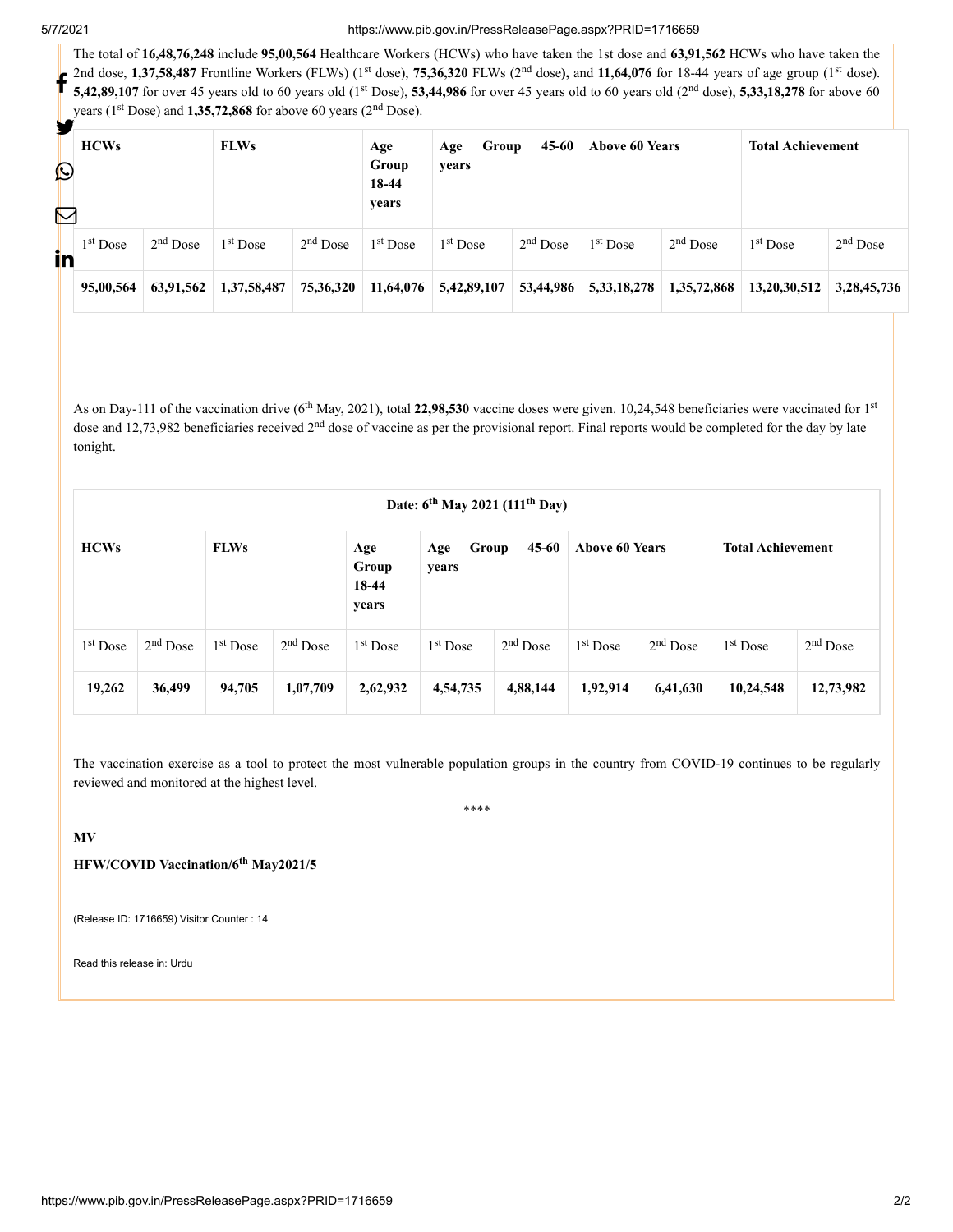The total of **16,48,76,248** include **95,00,564** Healthcare Workers (HCWs) who have taken the 1st dose and **63,91,562** HCWs who have taken the 2nd dose, **1,37,58,487** Frontline Workers (FLWs) (1st dose), **75,36,320** FLWs (2nd dose), and **11,64,076** for 18-44 years of age group (1st dose). **5,42,89,107** for over 45 years old to 60 years old (1st Dose), **53,44,986** for over 45 years old to 60 years old (2nd dose), **5,33,18,278** for above 60 years (1st Dose) and **1,35,72,868** for above 60 years (2nd Dose).

| **HCWs** | | **FLWs** | | **Age Group 18-44 years** | **Age Group 45-60 years** | | **Above 60 Years** | | **Total Achievement** | |
|---|---|---|---|---|---|---|---|---|---|---|
| 1st Dose | 2nd Dose | 1st Dose | 2nd Dose | 1st Dose | 1st Dose | 2nd Dose | 1st Dose | 2nd Dose | 1st Dose | 2nd Dose |
| **95,00,564** | **63,91,562** | **1,37,58,487** | **75,36,320** | **11,64,076** | **5,42,89,107** | **53,44,986** | **5,33,18,278** | **1,35,72,868** | **13,20,30,512** | **3,28,45,736** |

As on Day-111 of the vaccination drive (6th May, 2021), total **22,98,530** vaccine doses were given. 10,24,548 beneficiaries were vaccinated for 1st dose and 12,73,982 beneficiaries received 2nd dose of vaccine as per the provisional report. Final reports would be completed for the day by late tonight.

| **Date: 6th May 2021 (111th Day)** | | | | | | | | | | |
|---|---|---|---|---|---|---|---|---|---|---|
| **HCWs** | | **FLWs** | | **Age Group 18-44 years** | **Age Group 45-60 years** | | **Above 60 Years** | | **Total Achievement** | |
| 1st Dose | 2nd Dose | 1st Dose | 2nd Dose | 1st Dose | 1st Dose | 2nd Dose | 1st Dose | 2nd Dose | 1st Dose | 2nd Dose |
| **19,262** | **36,499** | **94,705** | **1,07,709** | **2,62,932** | **4,54,735** | **4,88,144** | **1,92,914** | **6,41,630** | **10,24,548** | **12,73,982** |

The vaccination exercise as a tool to protect the most vulnerable population groups in the country from COVID-19 continues to be regularly reviewed and monitored at the highest level.

****

**MV**

**HFW/COVID Vaccination/6th May2021/5**

(Release ID: 1716659) Visitor Counter : 14

Read this release in: Urdu